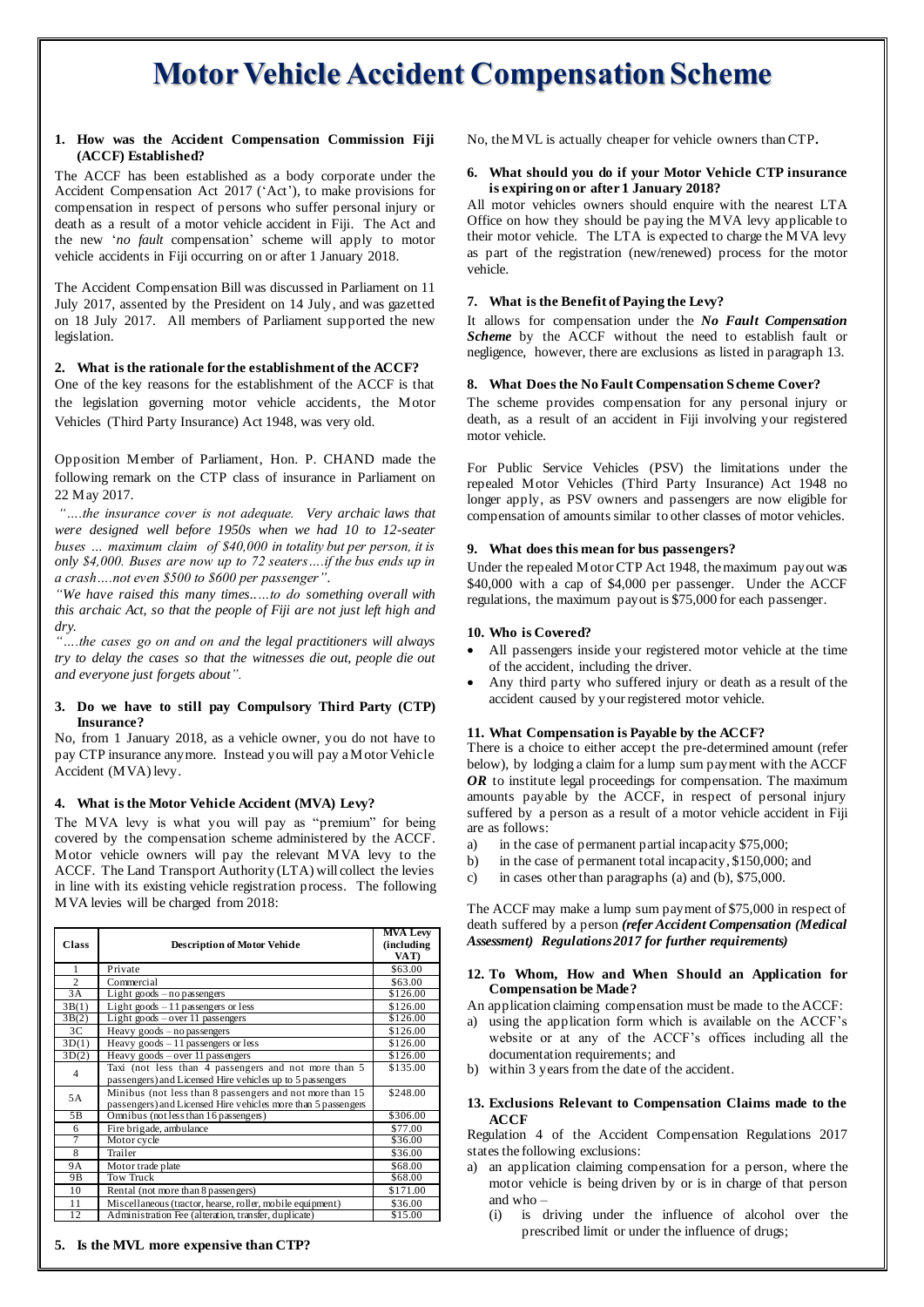# Motor Vehicle Accident Compensation Scheme

### 1. How was the Accident Compensation Commission Fiji (ACCF) Established?

The ACCF has been established as a body corporate under the Accident Compensation Act 2017 ('Act'), to make provisions for compensation in respect of persons who suffer personal injury or death as a result of a motor vehicle accident in Fiji. The Act and the new '*no fault* compensation' scheme will apply to motor vehicle accidents in Fiji occurring on or after 1 January 2018.

The Accident Compensation Bill was discussed in Parliament on 11 July 2017, assented by the President on 14 July, and was gazetted on 18 July 2017. All members of Parliament supported the new legislation.

### 2. What is the rationale for the establishment of the ACCF?

One of the key reasons for the establishment of the ACCF is that the legislation governing motor vehicle accidents, the Motor Vehicles (Third Party Insurance) Act 1948, was very old.

Opposition Member of Parliament, Hon. P. CHAND made the following remark on the CTP class of insurance in Parliament on 22 May 2017.

*"….the insurance cover is not adequate. Very archaic laws that were designed well before 1950s when we had 10 to 12-seater buses … maximum claim of $40,000 in totality but per person, it is only $4,000. Buses are now up to 72 seaters….if the bus ends up in a crash….not even $500 to $600 per passenger".*

*"We have raised this many times.….to do something overall with this archaic Act, so that the people of Fiji are not just left high and dry.*

*"….the cases go on and on and the legal practitioners will always try to delay the cases so that the witnesses die out, people die out and everyone just forgets about".*

### 3. Do we have to still pay Compulsory Third Party (CTP) Insurance?

No, from 1 January 2018, as a vehicle owner, you do not have to pay CTP insurance anymore. Instead you will pay a Motor Vehicle Accident (MVA) levy.

### 4. What is the Motor Vehicle Accident (MVA) Levy?

The MVA levy is what you will pay as "premium" for being covered by the compensation scheme administered by the ACCF. Motor vehicle owners will pay the relevant MVA levy to the ACCF. The Land Transport Authority (LTA) will collect the levies in line with its existing vehicle registration process. The following MVA levies will be charged from 2018:

| Class | Description of Motor Vehicle | MVA Levy (including VAT) |
|---|---|---|
| 1 | Private | $63.00 |
| 2 | Commercial | $63.00 |
| 3A | Light goods – no passengers | $126.00 |
| 3B(1) | Light goods – 11 passengers or less | $126.00 |
| 3B(2) | Light goods – over 11 passengers | $126.00 |
| 3C | Heavy goods – no passengers | $126.00 |
| 3D(1) | Heavy goods – 11 passengers or less | $126.00 |
| 3D(2) | Heavy goods – over 11 passengers | $126.00 |
| 4 | Taxi (not less than 4 passengers and not more than 5 passengers) and Licensed Hire vehicles up to 5 passengers | $135.00 |
| 5A | Minibus (not less than 8 passengers and not more than 15 passengers) and Licensed Hire vehicles more than 5 passengers | $248.00 |
| 5B | Omnibus (not less than 16 passengers) | $306.00 |
| 6 | Fire brigade, ambulance | $77.00 |
| 7 | Motor cycle | $36.00 |
| 8 | Trailer | $36.00 |
| 9A | Motor trade plate | $68.00 |
| 9B | Tow Truck | $68.00 |
| 10 | Rental (not more than 8 passengers) | $171.00 |
| 11 | Miscellaneous (tractor, hearse, roller, mobile equipment) | $36.00 |
| 12 | Administration Fee (alteration, transfer, duplicate) | $15.00 |

### 5. Is the MVL more expensive than CTP?

No, the MVL is actually cheaper for vehicle owners than CTP**.**

### 6. What should you do if your Motor Vehicle CTP insurance is expiring on or after 1 January 2018?

All motor vehicles owners should enquire with the nearest LTA Office on how they should be paying the MVA levy applicable to their motor vehicle. The LTA is expected to charge the MVA levy as part of the registration (new/renewed) process for the motor vehicle.

### 7. What is the Benefit of Paying the Levy?

It allows for compensation under the ***No Fault Compensation Scheme*** by the ACCF without the need to establish fault or negligence, however, there are exclusions as listed in paragraph 13.

### 8. What Does the No Fault Compensation Scheme Cover?

The scheme provides compensation for any personal injury or death, as a result of an accident in Fiji involving your registered motor vehicle.

For Public Service Vehicles (PSV) the limitations under the repealed Motor Vehicles (Third Party Insurance) Act 1948 no longer apply, as PSV owners and passengers are now eligible for compensation of amounts similar to other classes of motor vehicles.

### 9. What does this mean for bus passengers?

Under the repealed Motor CTP Act 1948, the maximum payout was $40,000 with a cap of $4,000 per passenger. Under the ACCF regulations, the maximum payout is $75,000 for each passenger.

### 10. Who is Covered?

- All passengers inside your registered motor vehicle at the time of the accident, including the driver.
- Any third party who suffered injury or death as a result of the accident caused by your registered motor vehicle.

### 11. What Compensation is Payable by the ACCF?

There is a choice to either accept the pre-determined amount (refer below), by lodging a claim for a lump sum payment with the ACCF ***OR*** to institute legal proceedings for compensation. The maximum amounts payable by the ACCF, in respect of personal injury suffered by a person as a result of a motor vehicle accident in Fiji are as follows:

a) in the case of permanent partial incapacity $75,000;
b) in the case of permanent total incapacity, $150,000; and
c) in cases other than paragraphs (a) and (b), $75,000.

The ACCF may make a lump sum payment of $75,000 in respect of death suffered by a person ***(refer Accident Compensation (Medical Assessment) Regulations 2017 for further requirements)***

### 12. To Whom, How and When Should an Application for Compensation be Made?

An application claiming compensation must be made to the ACCF:

a) using the application form which is available on the ACCF's website or at any of the ACCF's offices including all the documentation requirements; and
b) within 3 years from the date of the accident.

### 13. Exclusions Relevant to Compensation Claims made to the ACCF

Regulation 4 of the Accident Compensation Regulations 2017 states the following exclusions:

a) an application claiming compensation for a person, where the motor vehicle is being driven by or is in charge of that person and who –
   (i) is driving under the influence of alcohol over the prescribed limit or under the influence of drugs;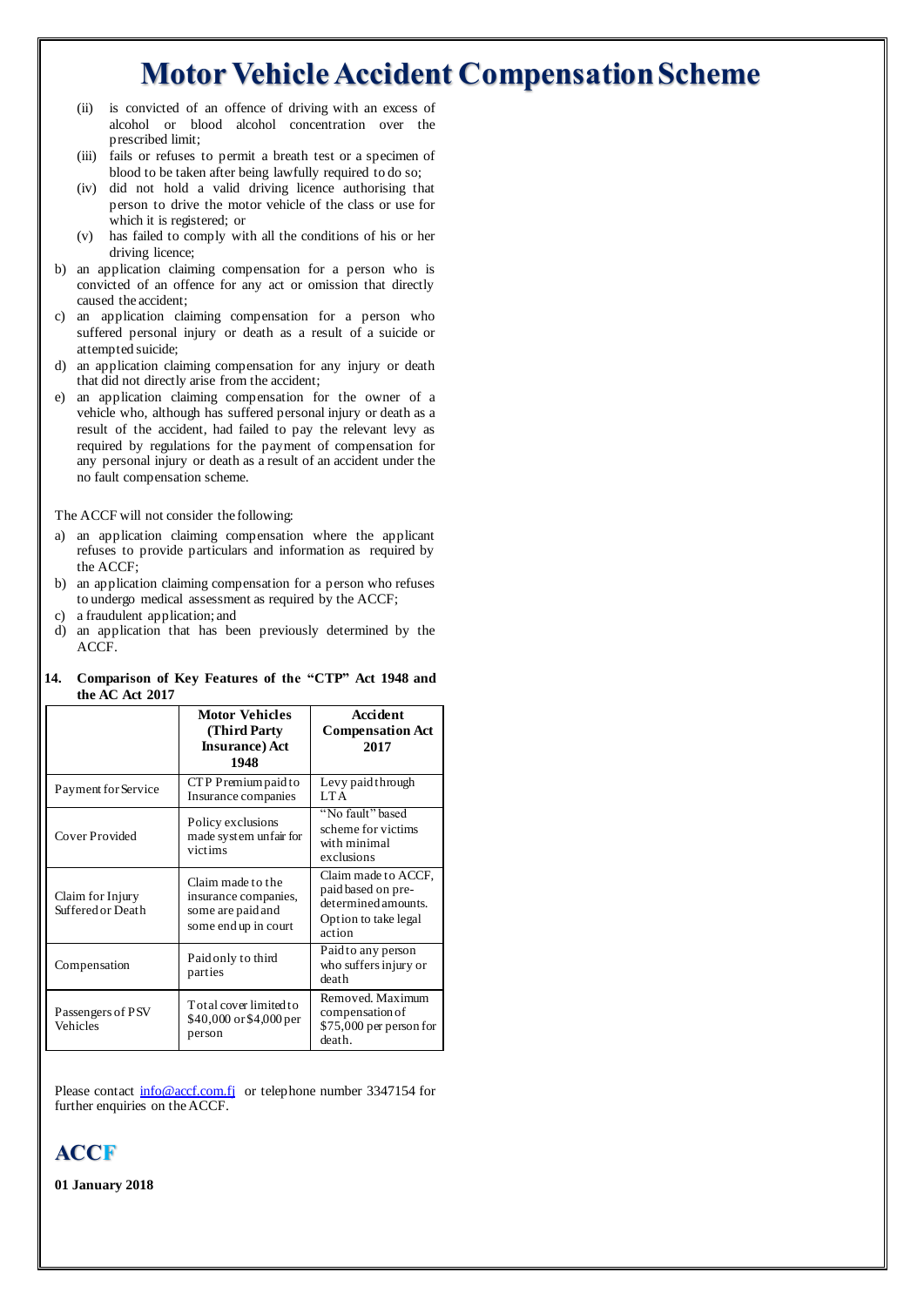# Motor Vehicle Accident Compensation Scheme

   (ii) is convicted of an offence of driving with an excess of alcohol or blood alcohol concentration over the prescribed limit;
   (iii) fails or refuses to permit a breath test or a specimen of blood to be taken after being lawfully required to do so;
   (iv) did not hold a valid driving licence authorising that person to drive the motor vehicle of the class or use for which it is registered; or
   (v) has failed to comply with all the conditions of his or her driving licence;

b) an application claiming compensation for a person who is convicted of an offence for any act or omission that directly caused the accident;
c) an application claiming compensation for a person who suffered personal injury or death as a result of a suicide or attempted suicide;
d) an application claiming compensation for any injury or death that did not directly arise from the accident;
e) an application claiming compensation for the owner of a vehicle who, although has suffered personal injury or death as a result of the accident, had failed to pay the relevant levy as required by regulations for the payment of compensation for any personal injury or death as a result of an accident under the no fault compensation scheme.

The ACCF will not consider the following:

a) an application claiming compensation where the applicant refuses to provide particulars and information as required by the ACCF;
b) an application claiming compensation for a person who refuses to undergo medical assessment as required by the ACCF;
c) a fraudulent application; and
d) an application that has been previously determined by the ACCF.

**14. Comparison of Key Features of the "CTP" Act 1948 and the AC Act 2017**

| | **Motor Vehicles (Third Party Insurance) Act 1948** | **Accident Compensation Act 2017** |
|---|---|---|
| Payment for Service | CTP Premium paid to Insurance companies | Levy paid through LTA |
| Cover Provided | Policy exclusions made system unfair for victims | "No fault" based scheme for victims with minimal exclusions |
| Claim for Injury Suffered or Death | Claim made to the insurance companies, some are paid and some end up in court | Claim made to ACCF, paid based on pre-determined amounts. Option to take legal action |
| Compensation | Paid only to third parties | Paid to any person who suffers injury or death |
| Passengers of PSV Vehicles | Total cover limited to $40,000 or $4,000 per person | Removed. Maximum compensation of $75,000 per person for death. |

Please contact info@accf.com.fj or telephone number 3347154 for further enquiries on the ACCF.

**ACCF**

**01 January 2018**